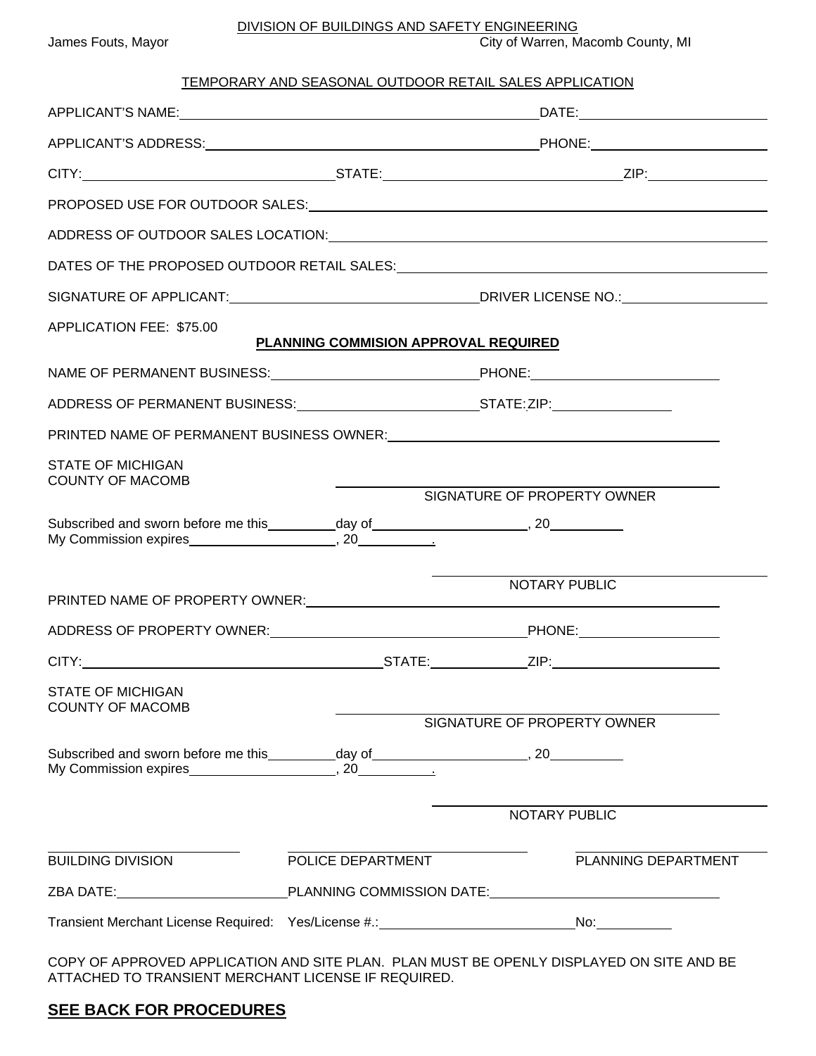DIVISION OF BUILDINGS AND SAFETY ENGINEERING

James Fouts, Mayor | City of Warren, Macomb County, MI

TEMPORARY AND SEASONAL OUTDOOR RETAIL SALES APPLICATION

APPLICANT'S NAME: ______________________________ DATE: ______________

APPLICANT'S ADDRESS: ______________________________ PHONE: ______________

CITY: ____________________ STATE: ____________________ ZIP: ____________

PROPOSED USE FOR OUTDOOR SALES: ______________________________________________

ADDRESS OF OUTDOOR SALES LOCATION: ______________________________________________

DATES OF THE PROPOSED OUTDOOR RETAIL SALES: ______________________________________

SIGNATURE OF APPLICANT: ______________________ DRIVER LICENSE NO.: ______________

APPLICATION FEE: $75.00

**PLANNING COMMISION APPROVAL REQUIRED**

NAME OF PERMANENT BUSINESS: ____________________ PHONE: ____________________

ADDRESS OF PERMANENT BUSINESS: ____________________ STATE: ZIP: ______________

PRINTED NAME OF PERMANENT BUSINESS OWNER: ______________________________________

STATE OF MICHIGAN
COUNTY OF MACOMB

______________________________
SIGNATURE OF PROPERTY OWNER

Subscribed and sworn before me this ________ day of ____________________, 20________
My Commission expires ____________________, 20________.

______________________________
NOTARY PUBLIC

PRINTED NAME OF PROPERTY OWNER: ______________________________________________

ADDRESS OF PROPERTY OWNER: ______________________________ PHONE: ______________

CITY: ______________________________ STATE: ____________ ZIP: ____________________

STATE OF MICHIGAN
COUNTY OF MACOMB

______________________________
SIGNATURE OF PROPERTY OWNER

Subscribed and sworn before me this ________ day of ____________________, 20________
My Commission expires ____________________, 20________.

______________________________
NOTARY PUBLIC

| ______________________ | ______________________ | ______________________ |
|---|---|---|
| BUILDING DIVISION | POLICE DEPARTMENT | PLANNING DEPARTMENT |

ZBA DATE: ____________________ PLANNING COMMISSION DATE: ______________________________

Transient Merchant License Required: Yes/License #.: ______________________ No: __________

COPY OF APPROVED APPLICATION AND SITE PLAN. PLAN MUST BE OPENLY DISPLAYED ON SITE AND BE ATTACHED TO TRANSIENT MERCHANT LICENSE IF REQUIRED.

## SEE BACK FOR PROCEDURES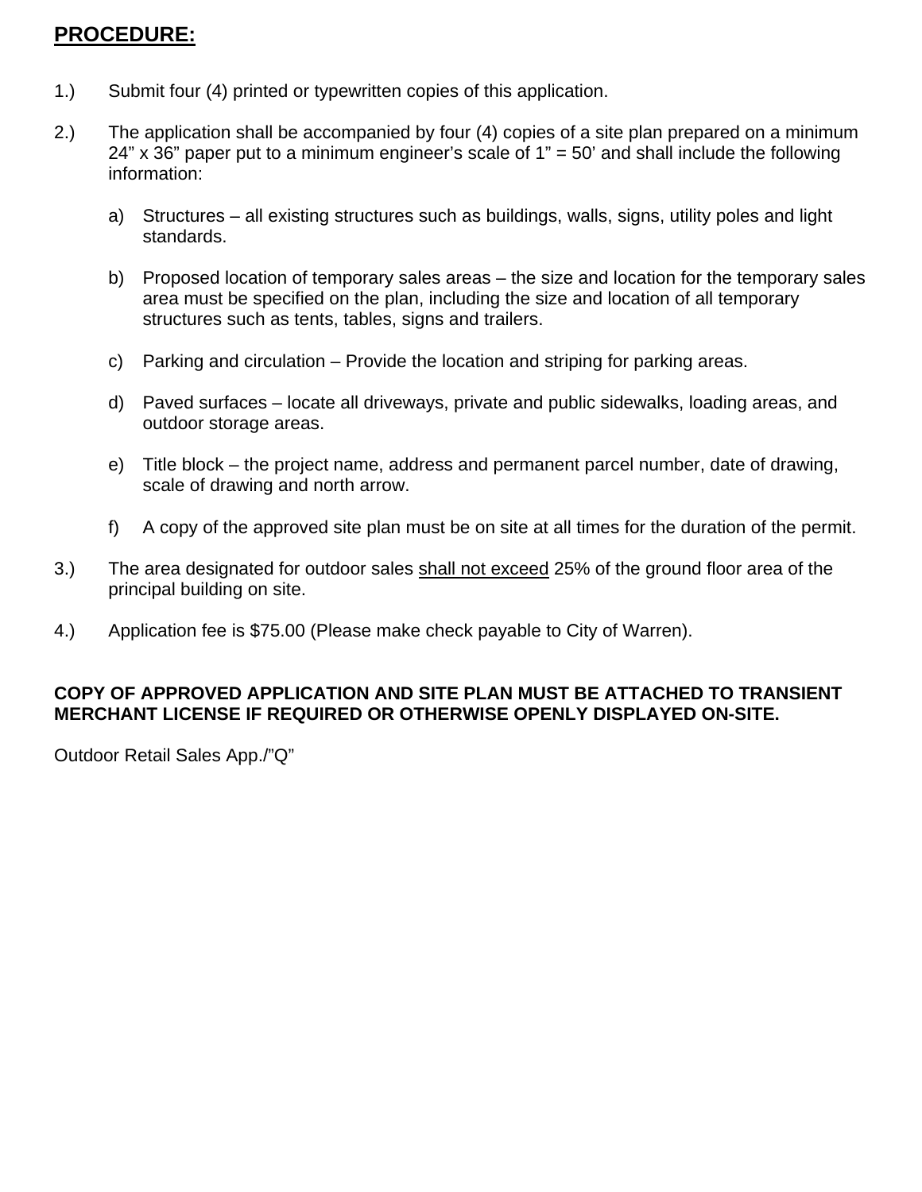## PROCEDURE:

1.) Submit four (4) printed or typewritten copies of this application.

2.) The application shall be accompanied by four (4) copies of a site plan prepared on a minimum 24" x 36" paper put to a minimum engineer's scale of 1" = 50' and shall include the following information:

   a) Structures – all existing structures such as buildings, walls, signs, utility poles and light standards.

   b) Proposed location of temporary sales areas – the size and location for the temporary sales area must be specified on the plan, including the size and location of all temporary structures such as tents, tables, signs and trailers.

   c) Parking and circulation – Provide the location and striping for parking areas.

   d) Paved surfaces – locate all driveways, private and public sidewalks, loading areas, and outdoor storage areas.

   e) Title block – the project name, address and permanent parcel number, date of drawing, scale of drawing and north arrow.

   f) A copy of the approved site plan must be on site at all times for the duration of the permit.

3.) The area designated for outdoor sales <u>shall not exceed</u> 25% of the ground floor area of the principal building on site.

4.) Application fee is $75.00 (Please make check payable to City of Warren).

**COPY OF APPROVED APPLICATION AND SITE PLAN MUST BE ATTACHED TO TRANSIENT MERCHANT LICENSE IF REQUIRED OR OTHERWISE OPENLY DISPLAYED ON-SITE.**

Outdoor Retail Sales App./"Q"